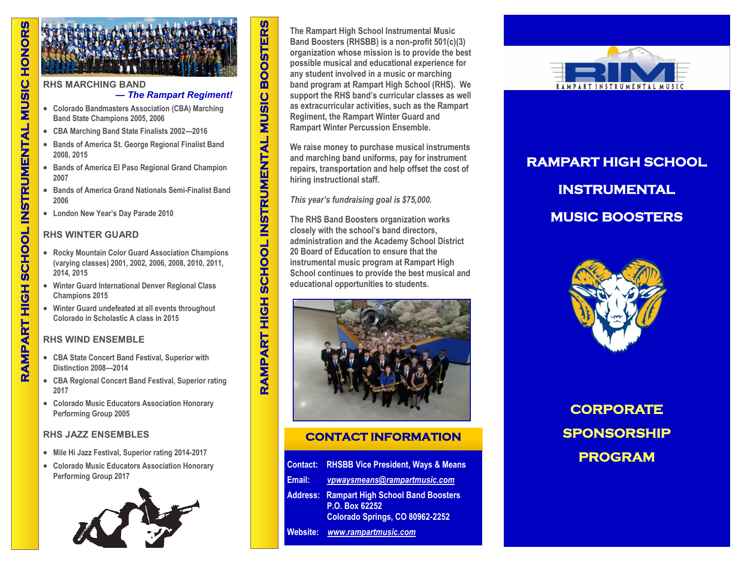# RAMPART HIGH SCHOOL INSTRUMENTAL MUSIC HONORS

## RHS MARCHING BAND

***— The Rampart Regiment!***

- Colorado Bandmasters Association (CBA) Marching Band State Champions 2005, 2006
- CBA Marching Band State Finalists 2002—2016
- Bands of America St. George Regional Finalist Band 2008, 2015
- Bands of America El Paso Regional Grand Champion 2007
- Bands of America Grand Nationals Semi-Finalist Band 2006
- London New Year's Day Parade 2010

## RHS WINTER GUARD

- Rocky Mountain Color Guard Association Champions (varying classes) 2001, 2002, 2006, 2008, 2010, 2011, 2014, 2015
- Winter Guard International Denver Regional Class Champions 2015
- Winter Guard undefeated at all events throughout Colorado in Scholastic A class in 2015

## RHS WIND ENSEMBLE

- CBA State Concert Band Festival, Superior with Distinction 2008—2014
- CBA Regional Concert Band Festival, Superior rating 2017
- Colorado Music Educators Association Honorary Performing Group 2005

## RHS JAZZ ENSEMBLES

- Mile Hi Jazz Festival, Superior rating 2014-2017
- Colorado Music Educators Association Honorary Performing Group 2017

# RAMPART HIGH SCHOOL INSTRUMENTAL MUSIC BOOSTERS

The Rampart High School Instrumental Music Band Boosters (RHSBB) is a non-profit 501(c)(3) organization whose mission is to provide the best possible musical and educational experience for any student involved in a music or marching band program at Rampart High School (RHS). We support the RHS band's curricular classes as well as extracurricular activities, such as the Rampart Regiment, the Rampart Winter Guard and Rampart Winter Percussion Ensemble.

We raise money to purchase musical instruments and marching band uniforms, pay for instrument repairs, transportation and help offset the cost of hiring instructional staff.

*This year's fundraising goal is $75,000.*

The RHS Band Boosters organization works closely with the school's band directors, administration and the Academy School District 20 Board of Education to ensure that the instrumental music program at Rampart High School continues to provide the best musical and educational opportunities to students.

## CONTACT INFORMATION

**Contact:** RHSBB Vice President, Ways & Means

**Email:** *vpwaysmeans@rampartmusic.com*

**Address:** Rampart High School Band Boosters
P.O. Box 62252
Colorado Springs, CO 80962-2252

**Website:** *www.rampartmusic.com*

RIM
RAMPART INSTRUMENTAL MUSIC

# RAMPART HIGH SCHOOL INSTRUMENTAL MUSIC BOOSTERS

## CORPORATE SPONSORSHIP PROGRAM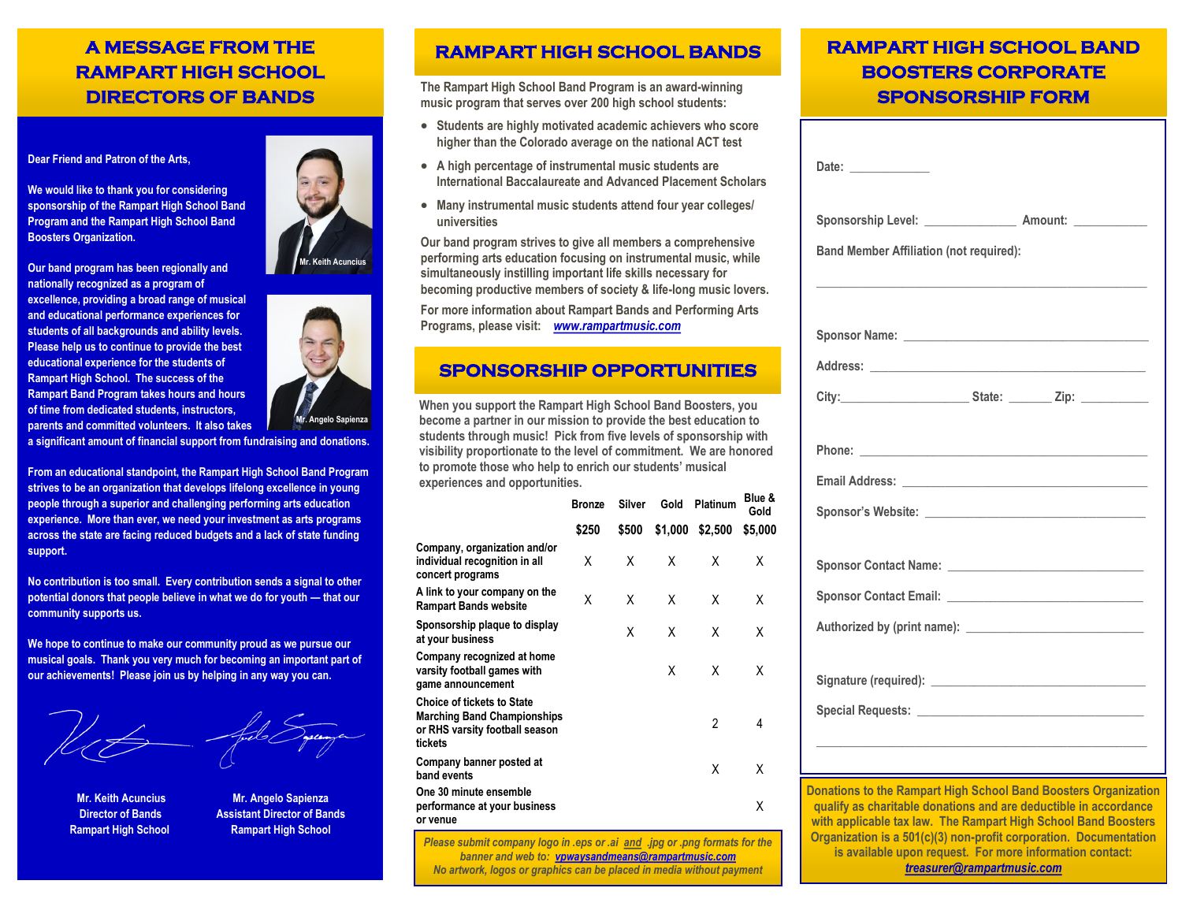# A MESSAGE FROM THE RAMPART HIGH SCHOOL DIRECTORS OF BANDS

Dear Friend and Patron of the Arts,

We would like to thank you for considering sponsorship of the Rampart High School Band Program and the Rampart High School Band Boosters Organization.

Mr. Keith Acuncius

Our band program has been regionally and nationally recognized as a program of excellence, providing a broad range of musical and educational performance experiences for students of all backgrounds and ability levels. Please help us to continue to provide the best educational experience for the students of Rampart High School. The success of the Rampart Band Program takes hours and hours of time from dedicated students, instructors, parents and committed volunteers. It also takes a significant amount of financial support from fundraising and donations.

Mr. Angelo Sapienza

From an educational standpoint, the Rampart High School Band Program strives to be an organization that develops lifelong excellence in young people through a superior and challenging performing arts education experience. More than ever, we need your investment as arts programs across the state are facing reduced budgets and a lack of state funding support.

No contribution is too small. Every contribution sends a signal to other potential donors that people believe in what we do for youth — that our community supports us.

We hope to continue to make our community proud as we pursue our musical goals. Thank you very much for becoming an important part of our achievements! Please join us by helping in any way you can.

Mr. Keith Acuncius
Director of Bands
Rampart High School

Mr. Angelo Sapienza
Assistant Director of Bands
Rampart High School

# RAMPART HIGH SCHOOL BANDS

The Rampart High School Band Program is an award-winning music program that serves over 200 high school students:

- Students are highly motivated academic achievers who score higher than the Colorado average on the national ACT test
- A high percentage of instrumental music students are International Baccalaureate and Advanced Placement Scholars
- Many instrumental music students attend four year colleges/ universities

Our band program strives to give all members a comprehensive performing arts education focusing on instrumental music, while simultaneously instilling important life skills necessary for becoming productive members of society & life-long music lovers.

For more information about Rampart Bands and Performing Arts Programs, please visit: ***www.rampartmusic.com***

# SPONSORSHIP OPPORTUNITIES

When you support the Rampart High School Band Boosters, you become a partner in our mission to provide the best education to students through music! Pick from five levels of sponsorship with visibility proportionate to the level of commitment. We are honored to promote those who help to enrich our students' musical experiences and opportunities.

| | Bronze | Silver | Gold | Platinum | Blue & Gold |
|---|---|---|---|---|---|
| | $250 | $500 | $1,000 | $2,500 | $5,000 |
| Company, organization and/or individual recognition in all concert programs | X | X | X | X | X |
| A link to your company on the Rampart Bands website | X | X | X | X | X |
| Sponsorship plaque to display at your business | | X | X | X | X |
| Company recognized at home varsity football games with game announcement | | | X | X | X |
| Choice of tickets to State Marching Band Championships or RHS varsity football season tickets | | | | 2 | 4 |
| Company banner posted at band events | | | | X | X |
| One 30 minute ensemble performance at your business or venue | | | | | X |

*Please submit company logo in .eps or .ai and .jpg or .png formats for the banner and web to: vpwaysandmeans@rampartmusic.com*
*No artwork, logos or graphics can be placed in media without payment*

# RAMPART HIGH SCHOOL BAND BOOSTERS CORPORATE SPONSORSHIP FORM

Date: ____________

Sponsorship Level: ______________ Amount: ___________

Band Member Affiliation (not required):

_______________________________________________

Sponsor Name: ____________________________________

Address: ________________________________________

City:___________________ State: _______ Zip: __________

Phone: __________________________________________

Email Address: ____________________________________

Sponsor's Website: _________________________________

Sponsor Contact Name: _____________________________

Sponsor Contact Email: _____________________________

Authorized by (print name): __________________________

Signature (required): _______________________________

Special Requests: __________________________________

_______________________________________________

Donations to the Rampart High School Band Boosters Organization qualify as charitable donations and are deductible in accordance with applicable tax law. The Rampart High School Band Boosters Organization is a 501(c)(3) non-profit corporation. Documentation is available upon request. For more information contact: ***treasurer@rampartmusic.com***